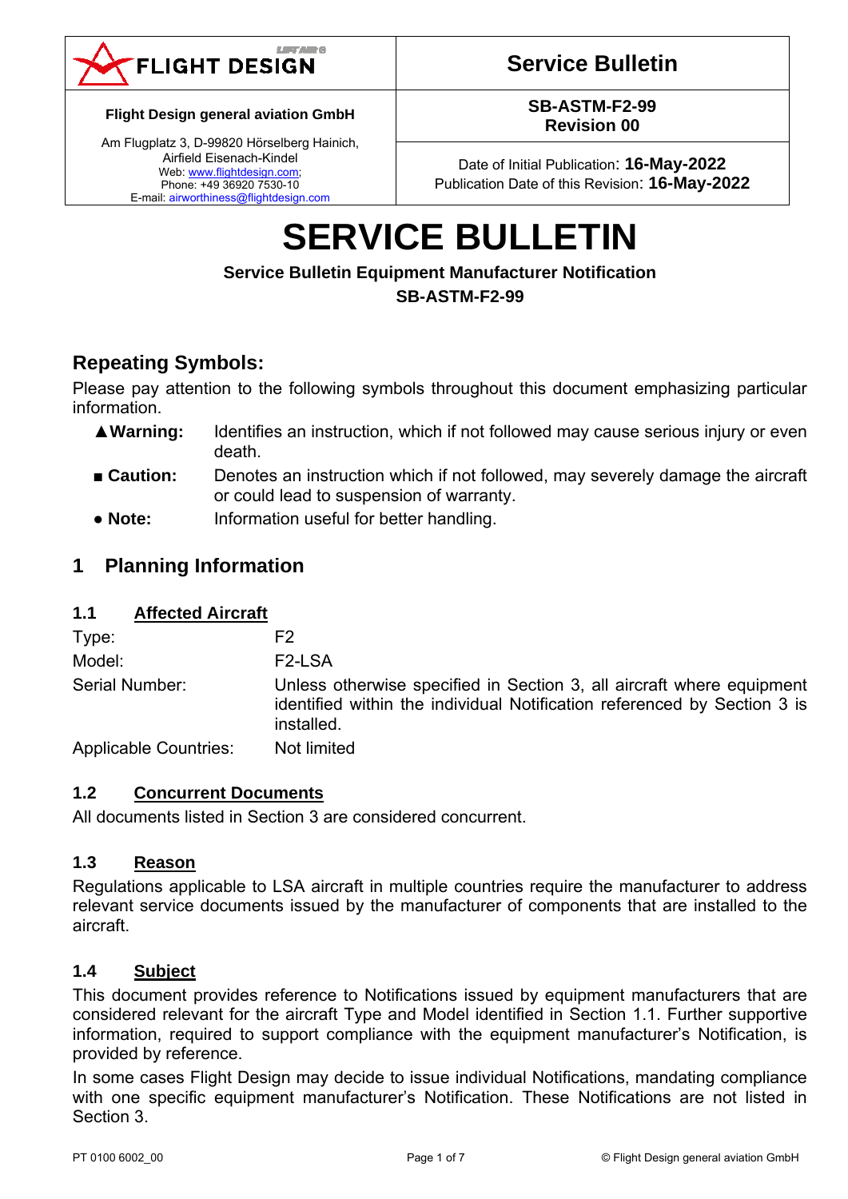| FLIGHT DESIGN | Service Bulletin |
|---|---|
| **Flight Design general aviation GmbH** | **SB-ASTM-F2-99** **Revision 00** |
| Am Flugplatz 3, D-99820 Hörselberg Hainich, Airfield Eisenach-Kindel Web: www.flightdesign.com; Phone: +49 36920 7530-10 E-mail: airworthiness@flightdesign.com | Date of Initial Publication: **16-May-2022** Publication Date of this Revision: **16-May-2022** |

# SERVICE BULLETIN

**Service Bulletin Equipment Manufacturer Notification**

**SB-ASTM-F2-99**

## Repeating Symbols:

Please pay attention to the following symbols throughout this document emphasizing particular information.

- **▲Warning:** Identifies an instruction, which if not followed may cause serious injury or even death.
- **■ Caution:** Denotes an instruction which if not followed, may severely damage the aircraft or could lead to suspension of warranty.
- **● Note:** Information useful for better handling.

## 1 Planning Information

### 1.1 Affected Aircraft

| | |
|---|---|
| Type: | F2 |
| Model: | F2-LSA |
| Serial Number: | Unless otherwise specified in Section 3, all aircraft where equipment identified within the individual Notification referenced by Section 3 is installed. |
| Applicable Countries: | Not limited |

### 1.2 Concurrent Documents

All documents listed in Section 3 are considered concurrent.

### 1.3 Reason

Regulations applicable to LSA aircraft in multiple countries require the manufacturer to address relevant service documents issued by the manufacturer of components that are installed to the aircraft.

### 1.4 Subject

This document provides reference to Notifications issued by equipment manufacturers that are considered relevant for the aircraft Type and Model identified in Section 1.1. Further supportive information, required to support compliance with the equipment manufacturer's Notification, is provided by reference.

In some cases Flight Design may decide to issue individual Notifications, mandating compliance with one specific equipment manufacturer's Notification. These Notifications are not listed in Section 3.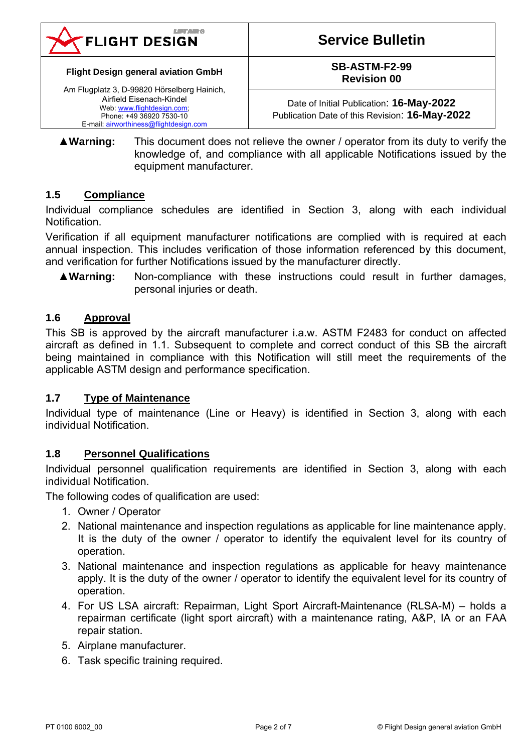▲**Warning:** This document does not relieve the owner / operator from its duty to verify the knowledge of, and compliance with all applicable Notifications issued by the equipment manufacturer.

## 1.5 Compliance

Individual compliance schedules are identified in Section 3, along with each individual Notification.

Verification if all equipment manufacturer notifications are complied with is required at each annual inspection. This includes verification of those information referenced by this document, and verification for further Notifications issued by the manufacturer directly.

▲**Warning:** Non-compliance with these instructions could result in further damages, personal injuries or death.

## 1.6 Approval

This SB is approved by the aircraft manufacturer i.a.w. ASTM F2483 for conduct on affected aircraft as defined in 1.1. Subsequent to complete and correct conduct of this SB the aircraft being maintained in compliance with this Notification will still meet the requirements of the applicable ASTM design and performance specification.

## 1.7 Type of Maintenance

Individual type of maintenance (Line or Heavy) is identified in Section 3, along with each individual Notification.

## 1.8 Personnel Qualifications

Individual personnel qualification requirements are identified in Section 3, along with each individual Notification.

The following codes of qualification are used:

1. Owner / Operator
2. National maintenance and inspection regulations as applicable for line maintenance apply. It is the duty of the owner / operator to identify the equivalent level for its country of operation.
3. National maintenance and inspection regulations as applicable for heavy maintenance apply. It is the duty of the owner / operator to identify the equivalent level for its country of operation.
4. For US LSA aircraft: Repairman, Light Sport Aircraft-Maintenance (RLSA-M) – holds a repairman certificate (light sport aircraft) with a maintenance rating, A&P, IA or an FAA repair station.
5. Airplane manufacturer.
6. Task specific training required.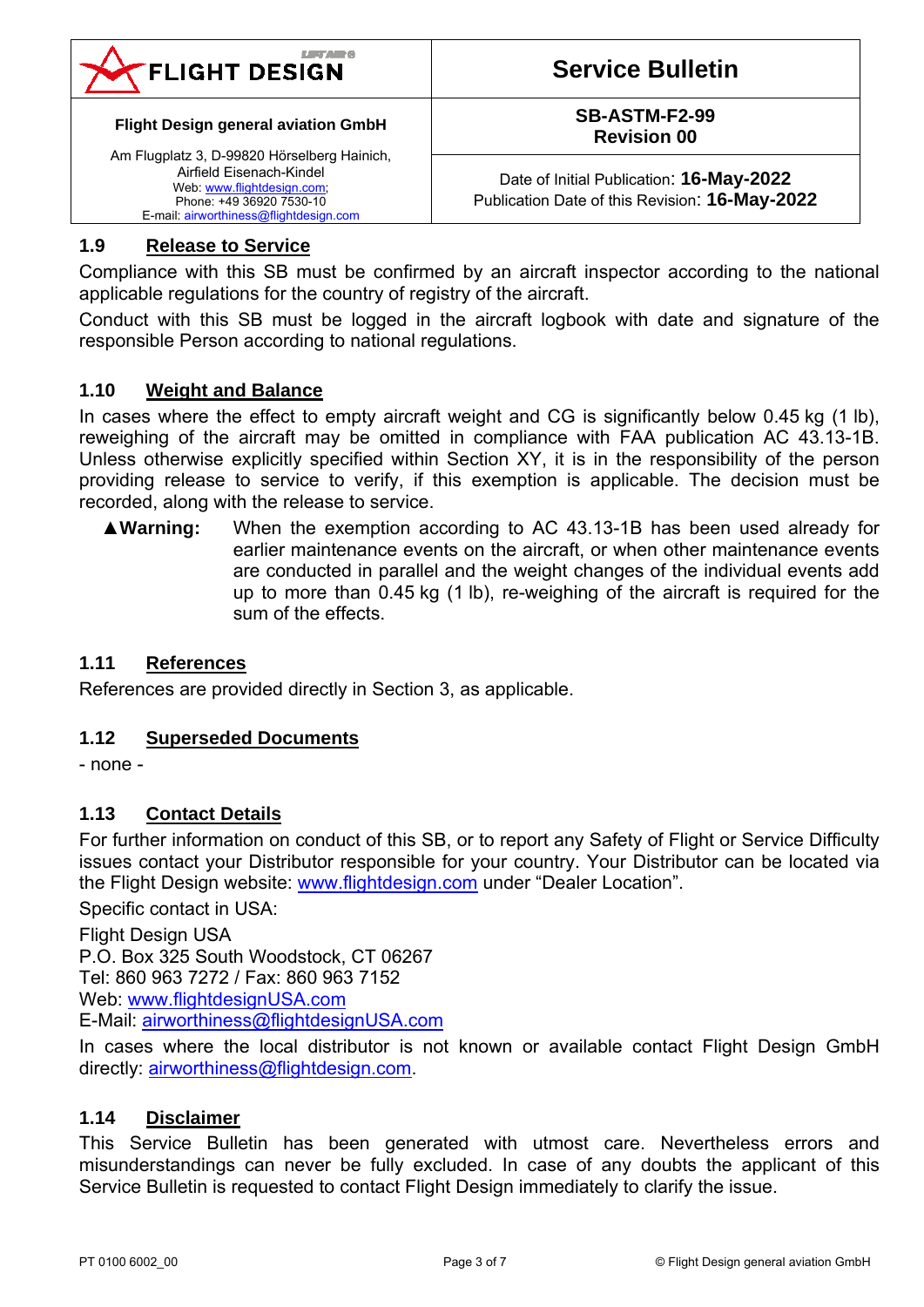### 1.9 Release to Service

Compliance with this SB must be confirmed by an aircraft inspector according to the national applicable regulations for the country of registry of the aircraft.

Conduct with this SB must be logged in the aircraft logbook with date and signature of the responsible Person according to national regulations.

### 1.10 Weight and Balance

In cases where the effect to empty aircraft weight and CG is significantly below 0.45 kg (1 lb), reweighing of the aircraft may be omitted in compliance with FAA publication AC 43.13-1B. Unless otherwise explicitly specified within Section XY, it is in the responsibility of the person providing release to service to verify, if this exemption is applicable. The decision must be recorded, along with the release to service.

> **▲Warning:** When the exemption according to AC 43.13-1B has been used already for earlier maintenance events on the aircraft, or when other maintenance events are conducted in parallel and the weight changes of the individual events add up to more than 0.45 kg (1 lb), re-weighing of the aircraft is required for the sum of the effects.

### 1.11 References

References are provided directly in Section 3, as applicable.

### 1.12 Superseded Documents

- none -

### 1.13 Contact Details

For further information on conduct of this SB, or to report any Safety of Flight or Service Difficulty issues contact your Distributor responsible for your country. Your Distributor can be located via the Flight Design website: www.flightdesign.com under “Dealer Location”.

Specific contact in USA:

Flight Design USA
P.O. Box 325 South Woodstock, CT 06267
Tel: 860 963 7272 / Fax: 860 963 7152
Web: www.flightdesignUSA.com
E-Mail: airworthiness@flightdesignUSA.com

In cases where the local distributor is not known or available contact Flight Design GmbH directly: airworthiness@flightdesign.com.

### 1.14 Disclaimer

This Service Bulletin has been generated with utmost care. Nevertheless errors and misunderstandings can never be fully excluded. In case of any doubts the applicant of this Service Bulletin is requested to contact Flight Design immediately to clarify the issue.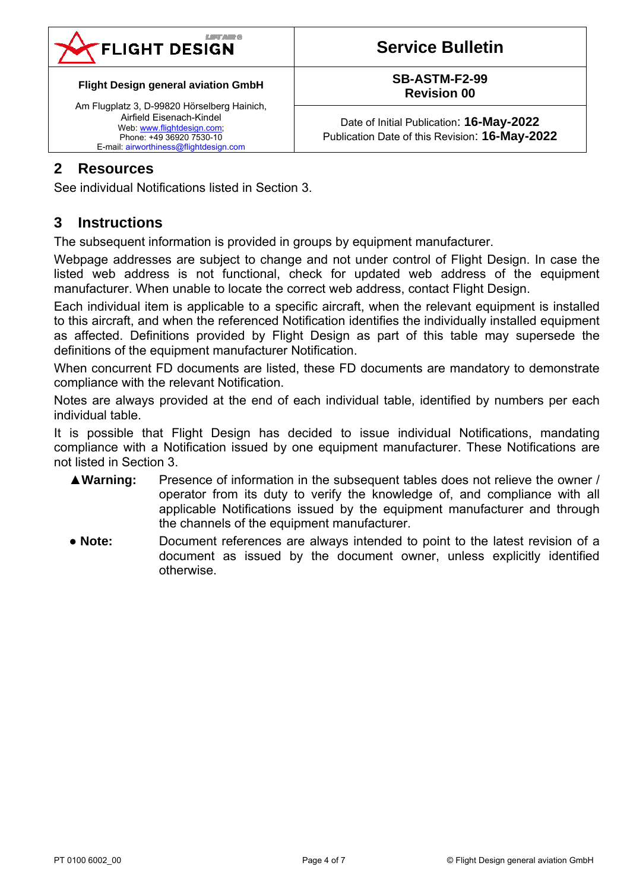## 2 Resources

See individual Notifications listed in Section 3.

## 3 Instructions

The subsequent information is provided in groups by equipment manufacturer.

Webpage addresses are subject to change and not under control of Flight Design. In case the listed web address is not functional, check for updated web address of the equipment manufacturer. When unable to locate the correct web address, contact Flight Design.

Each individual item is applicable to a specific aircraft, when the relevant equipment is installed to this aircraft, and when the referenced Notification identifies the individually installed equipment as affected. Definitions provided by Flight Design as part of this table may supersede the definitions of the equipment manufacturer Notification.

When concurrent FD documents are listed, these FD documents are mandatory to demonstrate compliance with the relevant Notification.

Notes are always provided at the end of each individual table, identified by numbers per each individual table.

It is possible that Flight Design has decided to issue individual Notifications, mandating compliance with a Notification issued by one equipment manufacturer. These Notifications are not listed in Section 3.

**▲Warning:** Presence of information in the subsequent tables does not relieve the owner / operator from its duty to verify the knowledge of, and compliance with all applicable Notifications issued by the equipment manufacturer and through the channels of the equipment manufacturer.

**● Note:** Document references are always intended to point to the latest revision of a document as issued by the document owner, unless explicitly identified otherwise.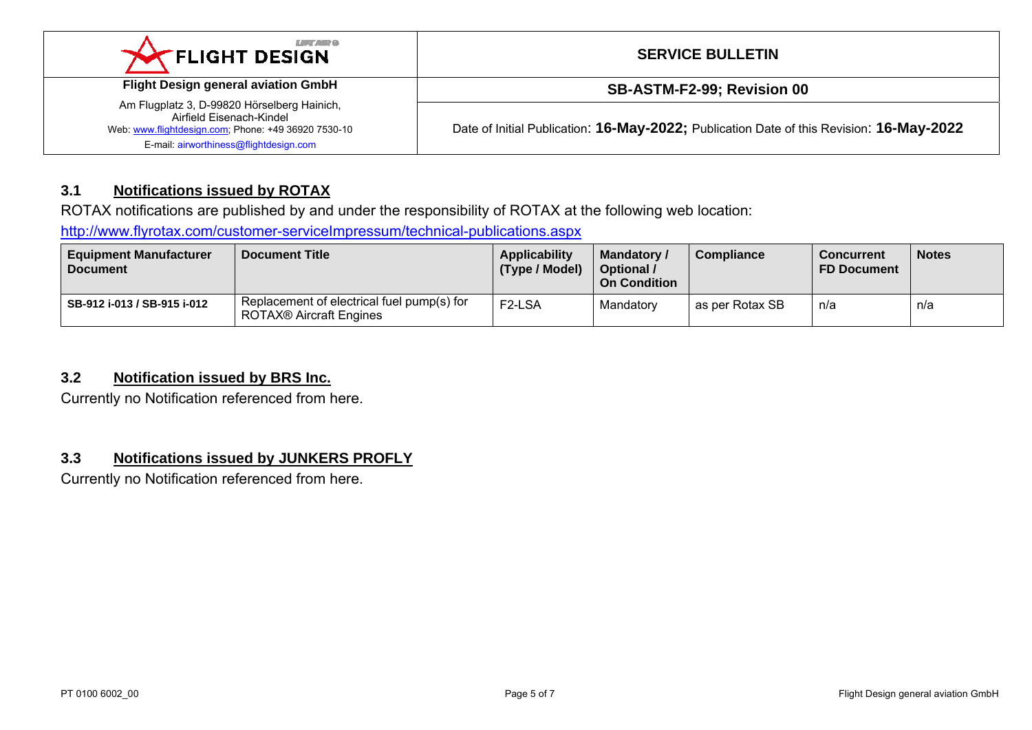### 3.1 Notifications issued by ROTAX

ROTAX notifications are published by and under the responsibility of ROTAX at the following web location:

http://www.flyrotax.com/customer-serviceImpressum/technical-publications.aspx

| Equipment Manufacturer Document | Document Title | Applicability (Type / Model) | Mandatory / Optional / On Condition | Compliance | Concurrent FD Document | Notes |
|---|---|---|---|---|---|---|
| SB-912 i-013 / SB-915 i-012 | Replacement of electrical fuel pump(s) for ROTAX® Aircraft Engines | F2-LSA | Mandatory | as per Rotax SB | n/a | n/a |

### 3.2 Notification issued by BRS Inc.

Currently no Notification referenced from here.

### 3.3 Notifications issued by JUNKERS PROFLY

Currently no Notification referenced from here.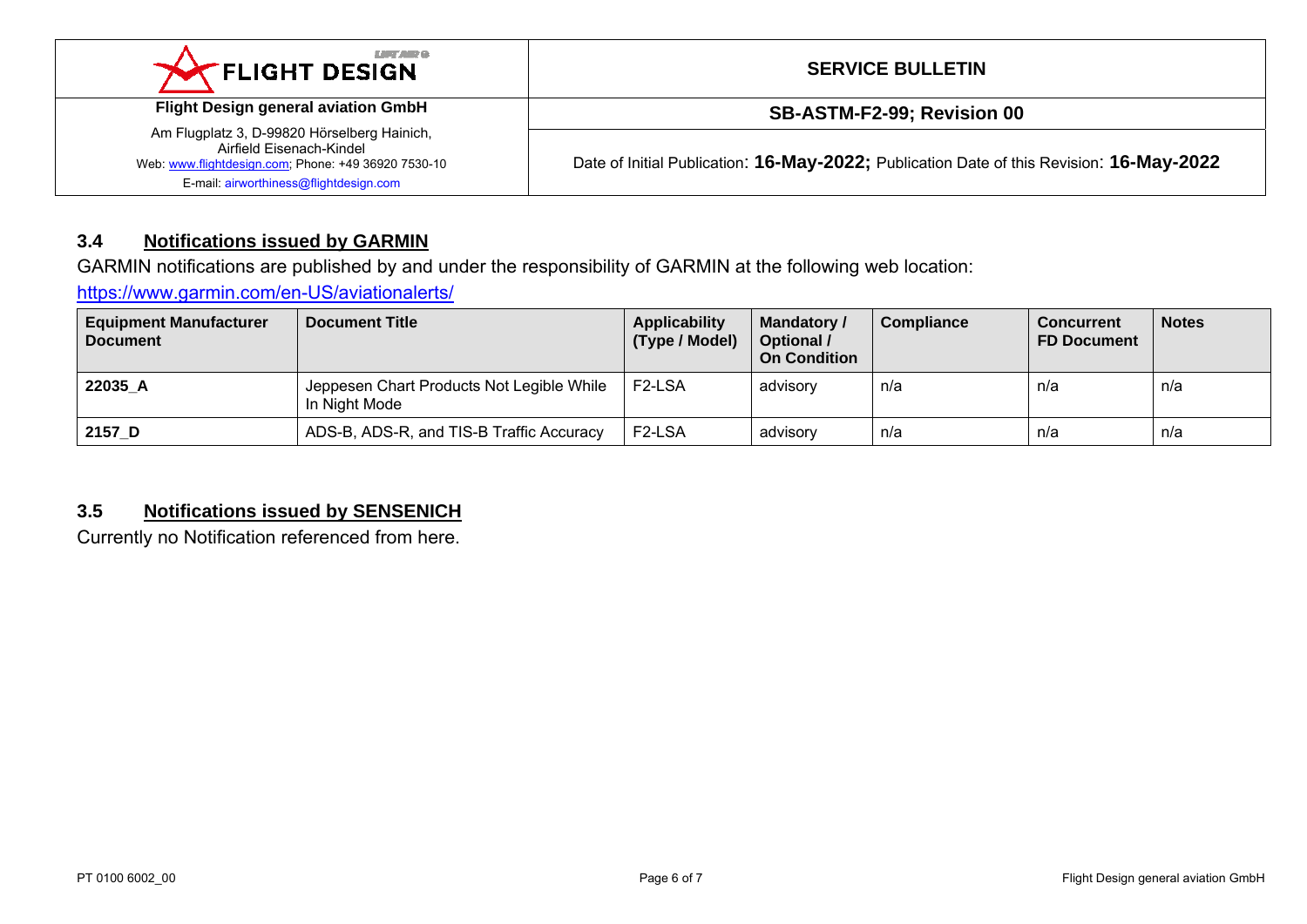### 3.4 Notifications issued by GARMIN

GARMIN notifications are published by and under the responsibility of GARMIN at the following web location:

https://www.garmin.com/en-US/aviationalerts/

| Equipment Manufacturer Document | Document Title | Applicability (Type / Model) | Mandatory / Optional / On Condition | Compliance | Concurrent FD Document | Notes |
|---|---|---|---|---|---|---|
| **22035_A** | Jeppesen Chart Products Not Legible While In Night Mode | F2-LSA | advisory | n/a | n/a | n/a |
| **2157_D** | ADS-B, ADS-R, and TIS-B Traffic Accuracy | F2-LSA | advisory | n/a | n/a | n/a |

### 3.5 Notifications issued by SENSENICH

Currently no Notification referenced from here.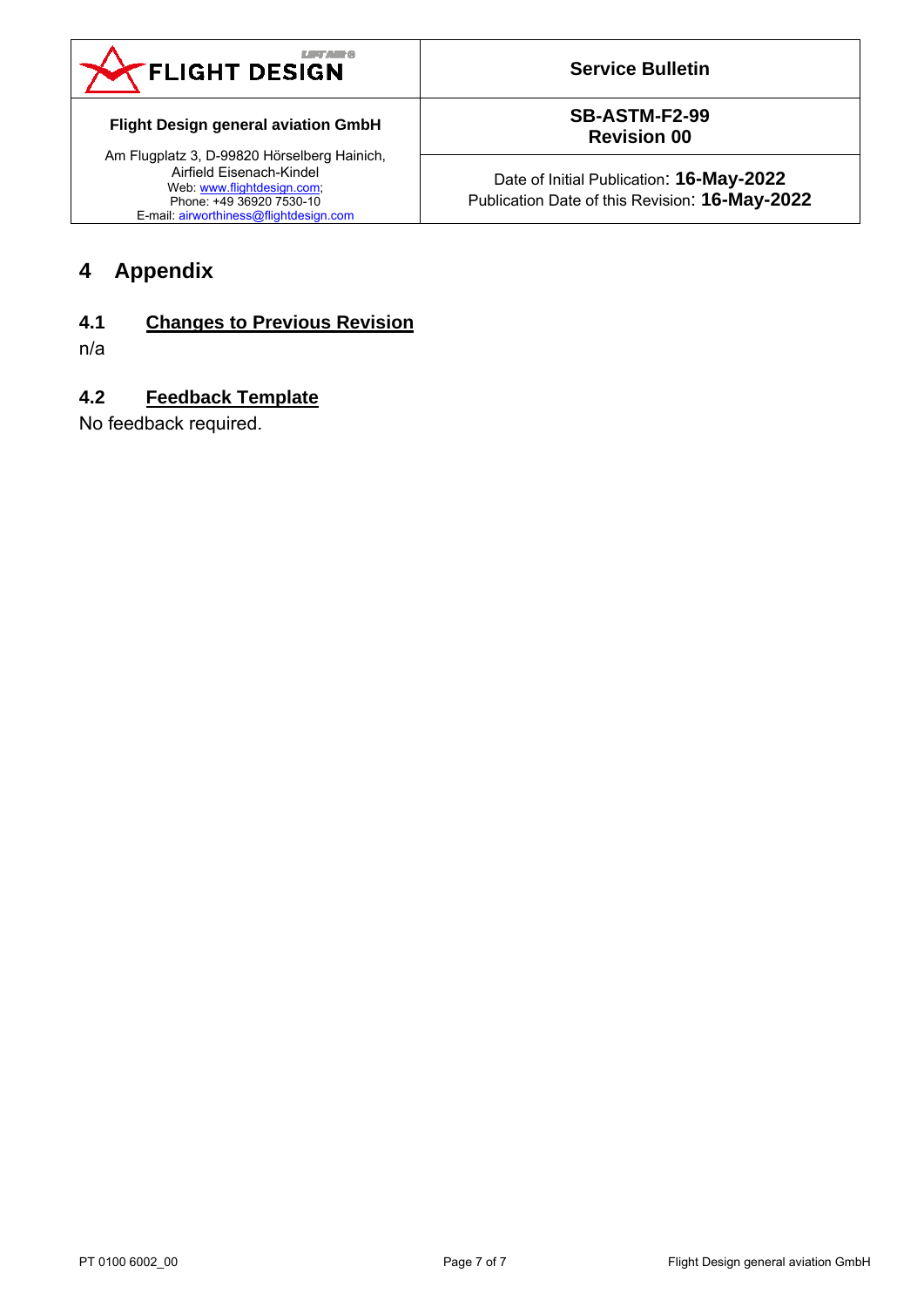# 4 Appendix

## 4.1 Changes to Previous Revision

n/a

## 4.2 Feedback Template

No feedback required.